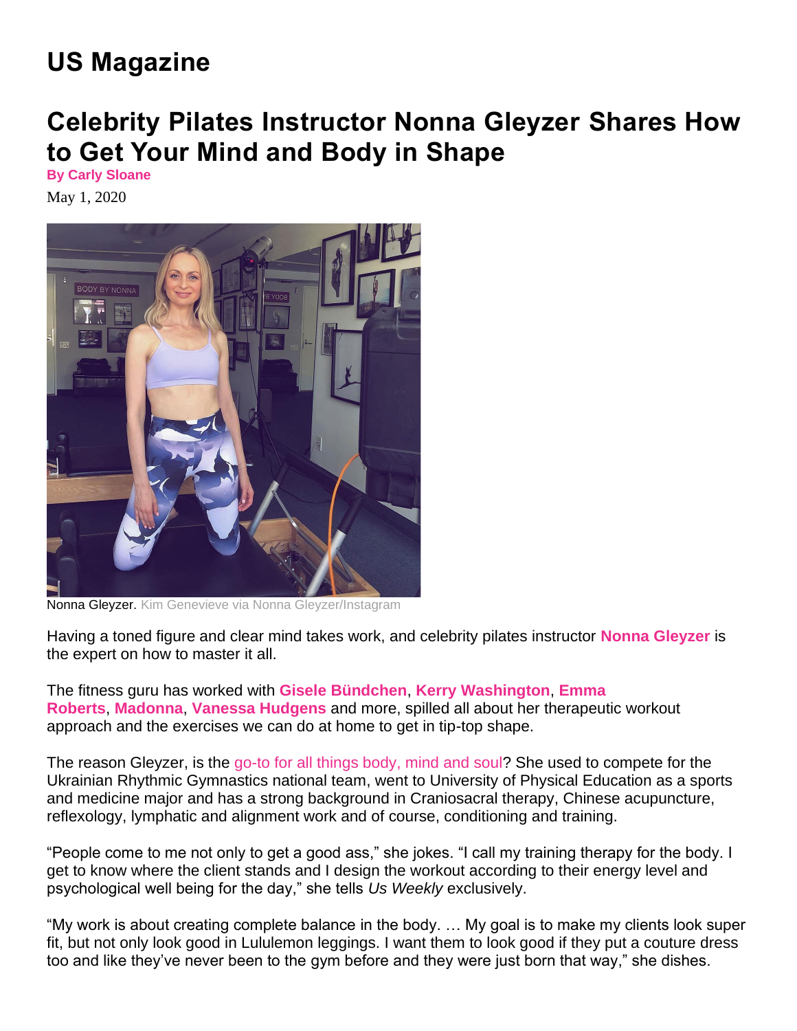# US Magazine

## Celebrity Pilates Instructor Nonna Gleyzer Shares How to Get Your Mind and Body in Shape

**By Carly Sloane**

May 1, 2020

Nonna Gleyzer. Kim Genevieve via Nonna Gleyzer/Instagram

Having a toned figure and clear mind takes work, and celebrity pilates instructor **Nonna Gleyzer** is the expert on how to master it all.

The fitness guru has worked with **Gisele Bündchen**, **Kerry Washington**, **Emma Roberts**, **Madonna**, **Vanessa Hudgens** and more, spilled all about her therapeutic workout approach and the exercises we can do at home to get in tip-top shape.

The reason Gleyzer, is the go-to for all things body, mind and soul? She used to compete for the Ukrainian Rhythmic Gymnastics national team, went to University of Physical Education as a sports and medicine major and has a strong background in Craniosacral therapy, Chinese acupuncture, reflexology, lymphatic and alignment work and of course, conditioning and training.

"People come to me not only to get a good ass," she jokes. "I call my training therapy for the body. I get to know where the client stands and I design the workout according to their energy level and psychological well being for the day," she tells *Us Weekly* exclusively.

"My work is about creating complete balance in the body. … My goal is to make my clients look super fit, but not only look good in Lululemon leggings. I want them to look good if they put a couture dress too and like they've never been to the gym before and they were just born that way," she dishes.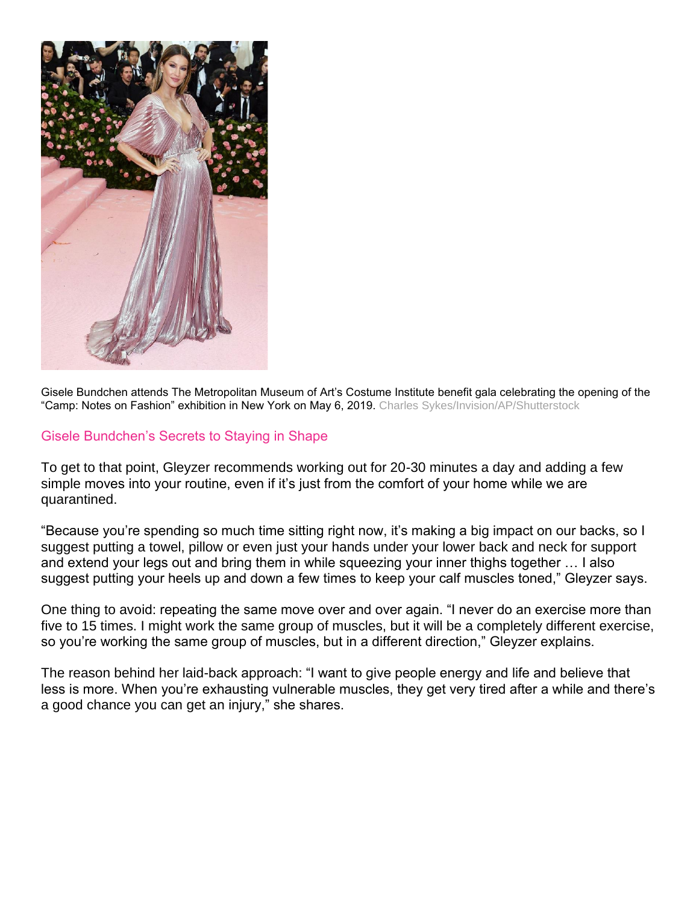Gisele Bundchen attends The Metropolitan Museum of Art's Costume Institute benefit gala celebrating the opening of the "Camp: Notes on Fashion" exhibition in New York on May 6, 2019. Charles Sykes/Invision/AP/Shutterstock

Gisele Bundchen's Secrets to Staying in Shape

To get to that point, Gleyzer recommends working out for 20-30 minutes a day and adding a few simple moves into your routine, even if it's just from the comfort of your home while we are quarantined.

"Because you're spending so much time sitting right now, it's making a big impact on our backs, so I suggest putting a towel, pillow or even just your hands under your lower back and neck for support and extend your legs out and bring them in while squeezing your inner thighs together … I also suggest putting your heels up and down a few times to keep your calf muscles toned," Gleyzer says.

One thing to avoid: repeating the same move over and over again. "I never do an exercise more than five to 15 times. I might work the same group of muscles, but it will be a completely different exercise, so you're working the same group of muscles, but in a different direction," Gleyzer explains.

The reason behind her laid-back approach: "I want to give people energy and life and believe that less is more. When you're exhausting vulnerable muscles, they get very tired after a while and there's a good chance you can get an injury," she shares.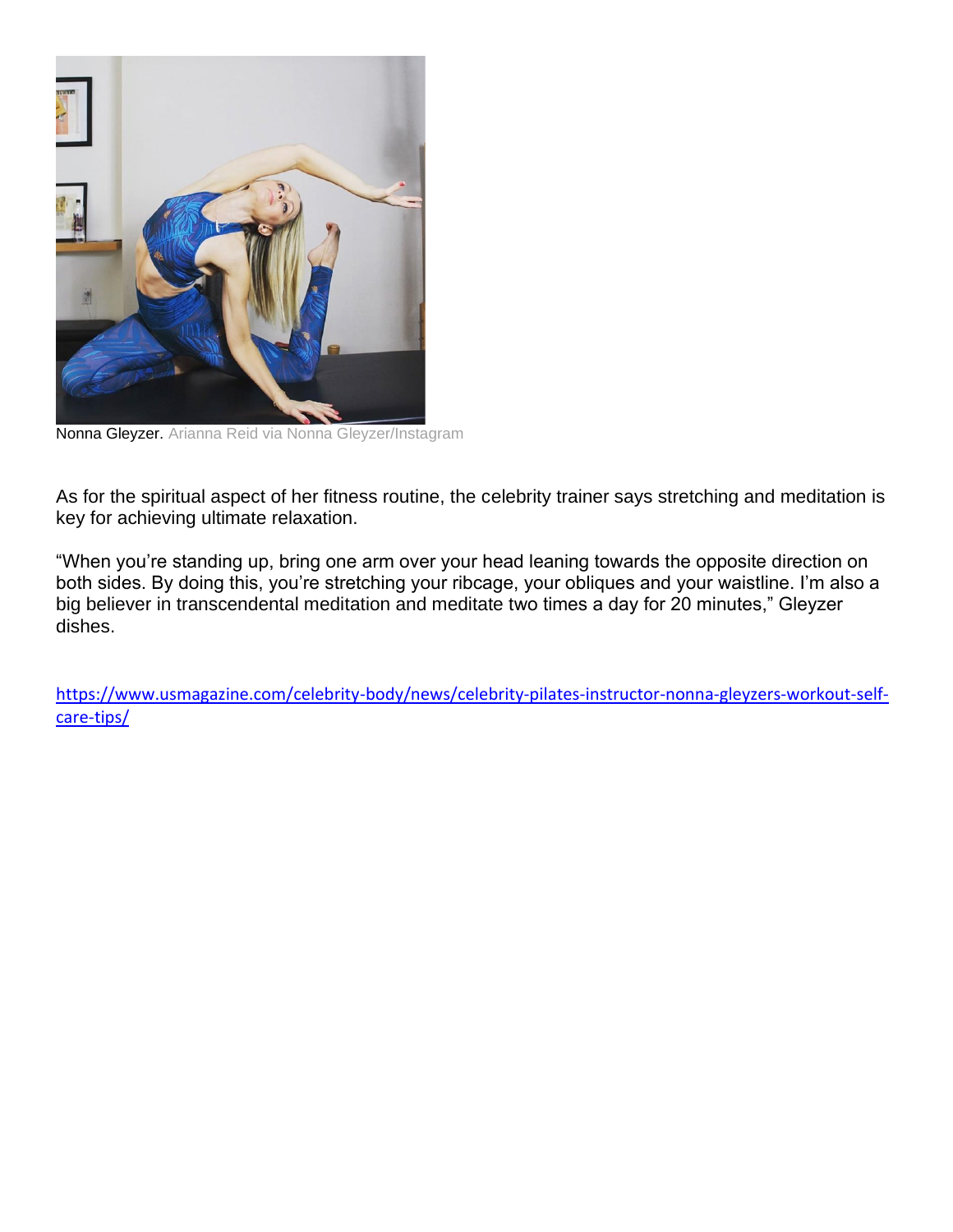Nonna Gleyzer. Arianna Reid via Nonna Gleyzer/Instagram

As for the spiritual aspect of her fitness routine, the celebrity trainer says stretching and meditation is key for achieving ultimate relaxation.

“When you’re standing up, bring one arm over your head leaning towards the opposite direction on both sides. By doing this, you’re stretching your ribcage, your obliques and your waistline. I’m also a big believer in transcendental meditation and meditate two times a day for 20 minutes,” Gleyzer dishes.

https://www.usmagazine.com/celebrity-body/news/celebrity-pilates-instructor-nonna-gleyzers-workout-self-care-tips/